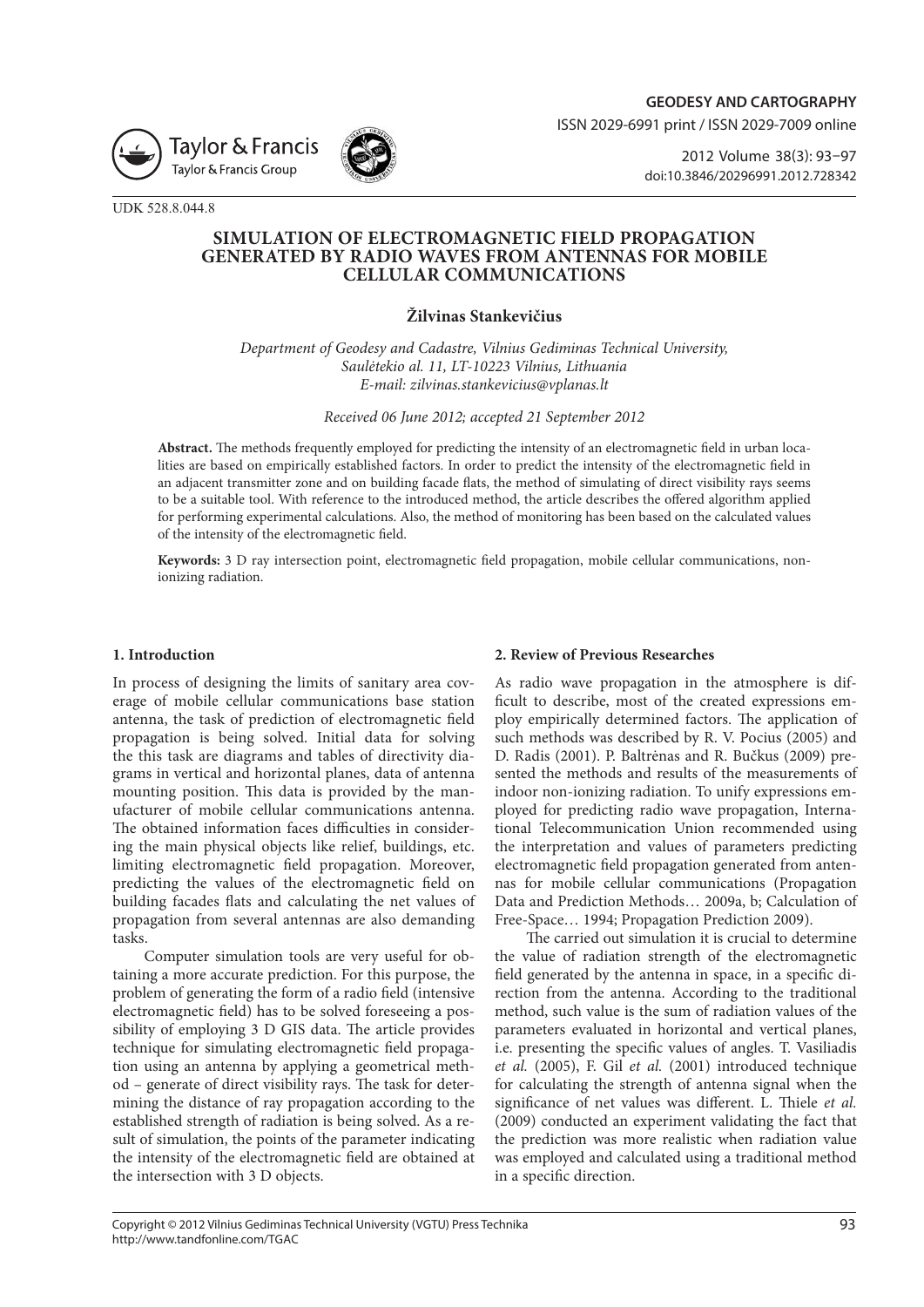UDK 528.8.044.8

# SIMULATION OF ELECTROMAGNETIC FIELD PROPAGATION GENERATED BY RADIO WAVES FROM ANTENNAS FOR MOBILE CELLULAR COMMUNICATIONS

**Žilvinas Stankevičius**

*Department of Geodesy and Cadastre, Vilnius Gediminas Technical University, Saulėtekio al. 11, LT-10223 Vilnius, Lithuania*
*E-mail: zilvinas.stankevicius@vplanas.lt*

*Received 06 June 2012; accepted 21 September 2012*

**Abstract.** The methods frequently employed for predicting the intensity of an electromagnetic field in urban localities are based on empirically established factors. In order to predict the intensity of the electromagnetic field in an adjacent transmitter zone and on building facade flats, the method of simulating of direct visibility rays seems to be a suitable tool. With reference to the introduced method, the article describes the offered algorithm applied for performing experimental calculations. Also, the method of monitoring has been based on the calculated values of the intensity of the electromagnetic field.

**Keywords:** 3 D ray intersection point, electromagnetic field propagation, mobile cellular communications, non-ionizing radiation.

## 1. Introduction

In process of designing the limits of sanitary area coverage of mobile cellular communications base station antenna, the task of prediction of electromagnetic field propagation is being solved. Initial data for solving the this task are diagrams and tables of directivity diagrams in vertical and horizontal planes, data of antenna mounting position. This data is provided by the manufacturer of mobile cellular communications antenna. The obtained information faces difficulties in considering the main physical objects like relief, buildings, etc. limiting electromagnetic field propagation. Moreover, predicting the values of the electromagnetic field on building facades flats and calculating the net values of propagation from several antennas are also demanding tasks.

Computer simulation tools are very useful for obtaining a more accurate prediction. For this purpose, the problem of generating the form of a radio field (intensive electromagnetic field) has to be solved foreseeing a possibility of employing 3 D GIS data. The article provides technique for simulating electromagnetic field propagation using an antenna by applying a geometrical method – generate of direct visibility rays. The task for determining the distance of ray propagation according to the established strength of radiation is being solved. As a result of simulation, the points of the parameter indicating the intensity of the electromagnetic field are obtained at the intersection with 3 D objects.

## 2. Review of Previous Researches

As radio wave propagation in the atmosphere is difficult to describe, most of the created expressions employ empirically determined factors. The application of such methods was described by R. V. Pocius (2005) and D. Radis (2001). P. Baltrėnas and R. Bučkus (2009) presented the methods and results of the measurements of indoor non-ionizing radiation. To unify expressions employed for predicting radio wave propagation, International Telecommunication Union recommended using the interpretation and values of parameters predicting electromagnetic field propagation generated from antennas for mobile cellular communications (Propagation Data and Prediction Methods… 2009a, b; Calculation of Free-Space… 1994; Propagation Prediction 2009).

The carried out simulation it is crucial to determine the value of radiation strength of the electromagnetic field generated by the antenna in space, in a specific direction from the antenna. According to the traditional method, such value is the sum of radiation values of the parameters evaluated in horizontal and vertical planes, i.e. presenting the specific values of angles. T. Vasiliadis *et al.* (2005), F. Gil *et al.* (2001) introduced technique for calculating the strength of antenna signal when the significance of net values was different. L. Thiele *et al.* (2009) conducted an experiment validating the fact that the prediction was more realistic when radiation value was employed and calculated using a traditional method in a specific direction.

Copyright © 2012 Vilnius Gediminas Technical University (VGTU) Press Technika
http://www.tandfonline.com/TGAC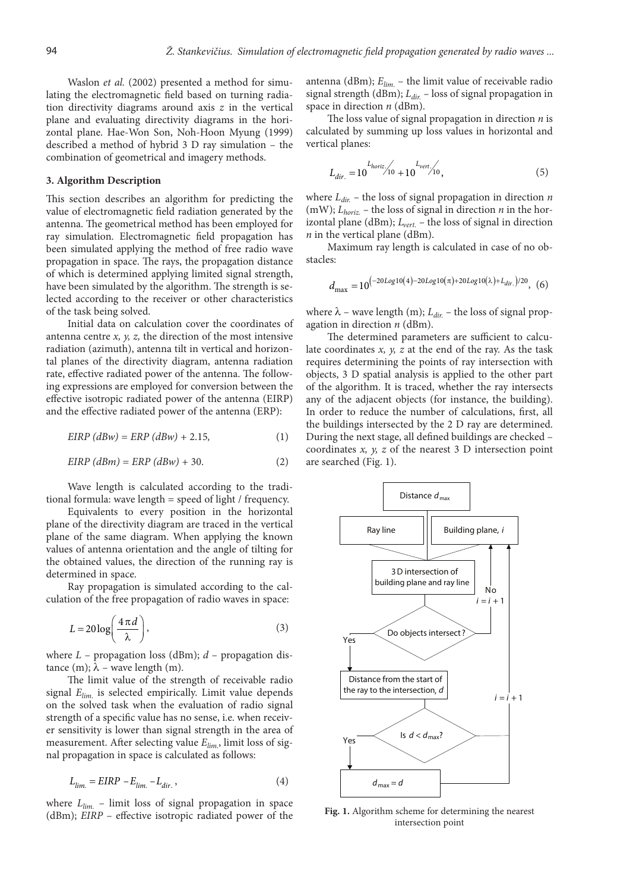Waslon *et al.* (2002) presented a method for simulating the electromagnetic field based on turning radiation directivity diagrams around axis *z* in the vertical plane and evaluating directivity diagrams in the horizontal plane. Hae-Won Son, Noh-Hoon Myung (1999) described a method of hybrid 3 D ray simulation – the combination of geometrical and imagery methods.

### 3. Algorithm Description

This section describes an algorithm for predicting the value of electromagnetic field radiation generated by the antenna. The geometrical method has been employed for ray simulation. Electromagnetic field propagation has been simulated applying the method of free radio wave propagation in space. The rays, the propagation distance of which is determined applying limited signal strength, have been simulated by the algorithm. The strength is selected according to the receiver or other characteristics of the task being solved.

Initial data on calculation cover the coordinates of antenna centre *x, y, z,* the direction of the most intensive radiation (azimuth), antenna tilt in vertical and horizontal planes of the directivity diagram, antenna radiation rate, effective radiated power of the antenna. The following expressions are employed for conversion between the effective isotropic radiated power of the antenna (EIRP) and the effective radiated power of the antenna (ERP):

$$EIRP\ (dBw) = ERP\ (dBw) + 2.15, \tag{1}$$

$$EIRP\ (dBm) = ERP\ (dBw) + 30. \tag{2}$$

Wave length is calculated according to the traditional formula: wave length = speed of light / frequency.

Equivalents to every position in the horizontal plane of the directivity diagram are traced in the vertical plane of the same diagram. When applying the known values of antenna orientation and the angle of tilting for the obtained values, the direction of the running ray is determined in space.

Ray propagation is simulated according to the calculation of the free propagation of radio waves in space:

$$L = 20\log\left(\frac{4\pi d}{\lambda}\right), \tag{3}$$

where $L$ – propagation loss (dBm); $d$ – propagation distance (m); $\lambda$ – wave length (m).

The limit value of the strength of receivable radio signal $E_{lim.}$ is selected empirically. Limit value depends on the solved task when the evaluation of radio signal strength of a specific value has no sense, i.e. when receiver sensitivity is lower than signal strength in the area of measurement. After selecting value $E_{lim.}$, limit loss of signal propagation in space is calculated as follows:

$$L_{lim.} = EIRP - E_{lim.} - L_{dir.}, \tag{4}$$

where $L_{lim.}$ – limit loss of signal propagation in space (dBm); $EIRP$ – effective isotropic radiated power of the antenna (dBm); $E_{lim.}$ – the limit value of receivable radio signal strength (dBm); $L_{dir.}$ – loss of signal propagation in space in direction $n$ (dBm).

The loss value of signal propagation in direction $n$ is calculated by summing up loss values in horizontal and vertical planes:

$$L_{dir.} = 10^{L_{horiz.}/10} + 10^{L_{vert.}/10}, \tag{5}$$

where $L_{dir.}$ – the loss of signal propagation in direction $n$ (mW); $L_{horiz.}$ – the loss of signal in direction $n$ in the horizontal plane (dBm); $L_{vert.}$ – the loss of signal in direction $n$ in the vertical plane (dBm).

Maximum ray length is calculated in case of no obstacles:

$$d_{\max} = 10^{\left(-20Log10(4)-20Log10(\pi)+20Log10(\lambda)+L_{dir.}\right)/20}, \tag{6}$$

where $\lambda$ – wave length (m); $L_{dir.}$ – the loss of signal propagation in direction $n$ (dBm).

The determined parameters are sufficient to calculate coordinates *x, y, z* at the end of the ray. As the task requires determining the points of ray intersection with objects, 3 D spatial analysis is applied to the other part of the algorithm. It is traced, whether the ray intersects any of the adjacent objects (for instance, the building). In order to reduce the number of calculations, first, all the buildings intersected by the 2 D ray are determined. During the next stage, all defined buildings are checked – coordinates *x, y, z* of the nearest 3 D intersection point are searched (Fig. 1).

Distance $d_{\max}$

Ray line | Building plane, $i$

3 D intersection of building plane and ray line

Do objects intersect? — No: $i = i + 1$ / Yes

Distance from the start of the ray to the intersection, $d$

Is $d < d_{\max}$? — No: $i = i + 1$ / Yes

$d_{\max} = d$

**Fig. 1.** Algorithm scheme for determining the nearest intersection point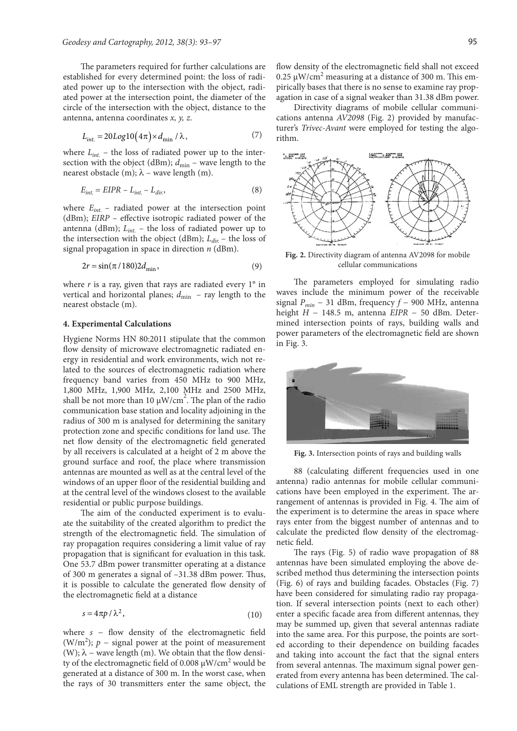The parameters required for further calculations are established for every determined point: the loss of radiated power up to the intersection with the object, radiated power at the intersection point, the diameter of the circle of the intersection with the object, distance to the antenna, antenna coordinates *x, y, z*.

$$L_{int.} = 20Log10(4\pi) \times d_{\min} / \lambda, \tag{7}$$

where $L_{int.}$ – the loss of radiated power up to the intersection with the object (dBm); $d_{\min}$ – wave length to the nearest obstacle (m); $\lambda$ – wave length (m).

$$E_{int.} = EIPR - L_{int.} - L_{dir.}, \tag{8}$$

where $E_{int.}$ – radiated power at the intersection point (dBm); *EIRP* – effective isotropic radiated power of the antenna (dBm); $L_{int.}$ – the loss of radiated power up to the intersection with the object (dBm); $L_{dir.}$ – the loss of signal propagation in space in direction *n* (dBm).

$$2r = \sin(\pi / 180) 2 d_{\min}, \tag{9}$$

where *r* is a ray, given that rays are radiated every 1° in vertical and horizontal planes; $d_{\min}$ – ray length to the nearest obstacle (m).

#### 4. Experimental Calculations

Hygiene Norms HN 80:2011 stipulate that the common flow density of microwave electromagnetic radiated energy in residential and work environments, wich not related to the sources of electromagnetic radiation where frequency band varies from 450 MHz to 900 MHz, 1,800 MHz, 1,900 MHz, 2,100 MHz and 2500 MHz, shall be not more than 10 μW/cm$^2$. The plan of the radio communication base station and locality adjoining in the radius of 300 m is analysed for determining the sanitary protection zone and specific conditions for land use. The net flow density of the electromagnetic field generated by all receivers is calculated at a height of 2 m above the ground surface and roof, the place where transmission antennas are mounted as well as at the central level of the windows of an upper floor of the residential building and at the central level of the windows closest to the available residential or public purpose buildings.

The aim of the conducted experiment is to evaluate the suitability of the created algorithm to predict the strength of the electromagnetic field. The simulation of ray propagation requires considering a limit value of ray propagation that is significant for evaluation in this task. One 53.7 dBm power transmitter operating at a distance of 300 m generates a signal of –31.38 dBm power. Thus, it is possible to calculate the generated flow density of the electromagnetic field at a distance

$$s = 4\pi p / \lambda^2, \tag{10}$$

where *s* – flow density of the electromagnetic field (W/m$^2$); *p* – signal power at the point of measurement (W); $\lambda$ – wave length (m). We obtain that the flow density of the electromagnetic field of 0.008 μW/cm$^2$ would be generated at a distance of 300 m. In the worst case, when the rays of 30 transmitters enter the same object, the flow density of the electromagnetic field shall not exceed 0.25 μW/cm$^2$ measuring at a distance of 300 m. This empirically bases that there is no sense to examine ray propagation in case of a signal weaker than 31.38 dBm power.

Directivity diagrams of mobile cellular communications antenna *AV2098* (Fig. 2) provided by manufacturer's *Trivec-Avant* were employed for testing the algorithm.

**Fig. 2.** Directivity diagram of antenna AV2098 for mobile cellular communications

The parameters employed for simulating radio waves include the minimum power of the receivable signal $P_{min}$ – 31 dBm, frequency *f* – 900 MHz, antenna height *H* – 148.5 m, antenna *EIPR* – 50 dBm. Determined intersection points of rays, building walls and power parameters of the electromagnetic field are shown in Fig. 3.

**Fig. 3.** Intersection points of rays and building walls

88 (calculating different frequencies used in one antenna) radio antennas for mobile cellular communications have been employed in the experiment. The arrangement of antennas is provided in Fig. 4. The aim of the experiment is to determine the areas in space where rays enter from the biggest number of antennas and to calculate the predicted flow density of the electromagnetic field.

The rays (Fig. 5) of radio wave propagation of 88 antennas have been simulated employing the above described method thus determining the intersection points (Fig. 6) of rays and building facades. Obstacles (Fig. 7) have been considered for simulating radio ray propagation. If several intersection points (next to each other) enter a specific facade area from different antennas, they may be summed up, given that several antennas radiate into the same area. For this purpose, the points are sorted according to their dependence on building facades and taking into account the fact that the signal enters from several antennas. The maximum signal power generated from every antenna has been determined. The calculations of EML strength are provided in Table 1.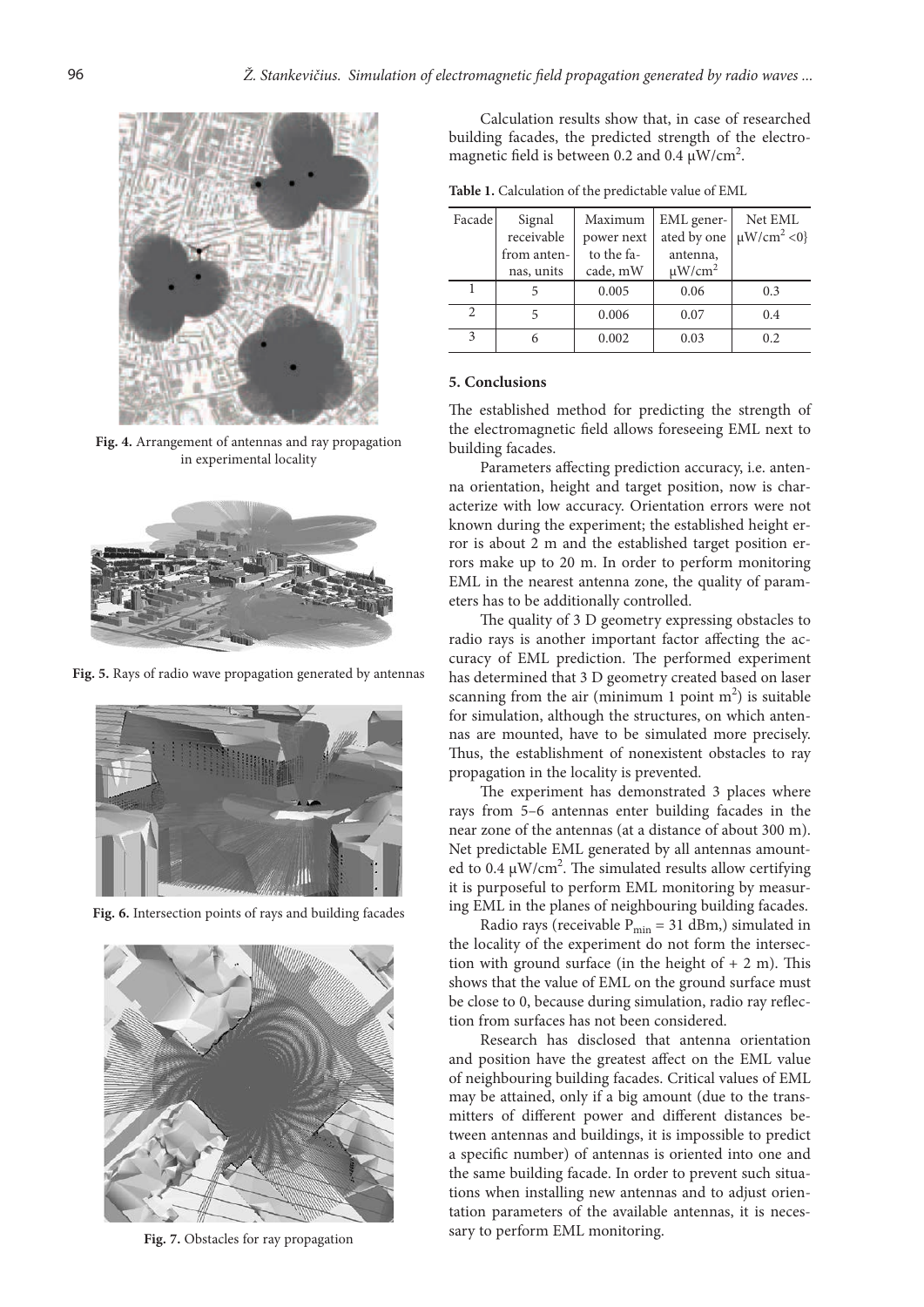Fig. 4. Arrangement of antennas and ray propagation in experimental locality

Fig. 5. Rays of radio wave propagation generated by antennas

Fig. 6. Intersection points of rays and building facades

Fig. 7. Obstacles for ray propagation

Calculation results show that, in case of researched building facades, the predicted strength of the electromagnetic field is between 0.2 and 0.4 μW/cm$^2$.

**Table 1.** Calculation of the predictable value of EML

| Facade | Signal receivable from antennas, units | Maximum power next to the facade, mW | EML generated by one antenna, μW/cm$^2$ | Net EML μW/cm$^2$ <0} |
|---|---|---|---|---|
| 1 | 5 | 0.005 | 0.06 | 0.3 |
| 2 | 5 | 0.006 | 0.07 | 0.4 |
| 3 | 6 | 0.002 | 0.03 | 0.2 |

## 5. Conclusions

The established method for predicting the strength of the electromagnetic field allows foreseeing EML next to building facades.

Parameters affecting prediction accuracy, i.e. antenna orientation, height and target position, now is characterize with low accuracy. Orientation errors were not known during the experiment; the established height error is about 2 m and the established target position errors make up to 20 m. In order to perform monitoring EML in the nearest antenna zone, the quality of parameters has to be additionally controlled.

The quality of 3 D geometry expressing obstacles to radio rays is another important factor affecting the accuracy of EML prediction. The performed experiment has determined that 3 D geometry created based on laser scanning from the air (minimum 1 point m$^2$) is suitable for simulation, although the structures, on which antennas are mounted, have to be simulated more precisely. Thus, the establishment of nonexistent obstacles to ray propagation in the locality is prevented.

The experiment has demonstrated 3 places where rays from 5–6 antennas enter building facades in the near zone of the antennas (at a distance of about 300 m). Net predictable EML generated by all antennas amounted to 0.4 μW/cm$^2$. The simulated results allow certifying it is purposeful to perform EML monitoring by measuring EML in the planes of neighbouring building facades.

Radio rays (receivable $P_{min}$ = 31 dBm,) simulated in the locality of the experiment do not form the intersection with ground surface (in the height of + 2 m). This shows that the value of EML on the ground surface must be close to 0, because during simulation, radio ray reflection from surfaces has not been considered.

Research has disclosed that antenna orientation and position have the greatest affect on the EML value of neighbouring building facades. Critical values of EML may be attained, only if a big amount (due to the transmitters of different power and different distances between antennas and buildings, it is impossible to predict a specific number) of antennas is oriented into one and the same building facade. In order to prevent such situations when installing new antennas and to adjust orientation parameters of the available antennas, it is necessary to perform EML monitoring.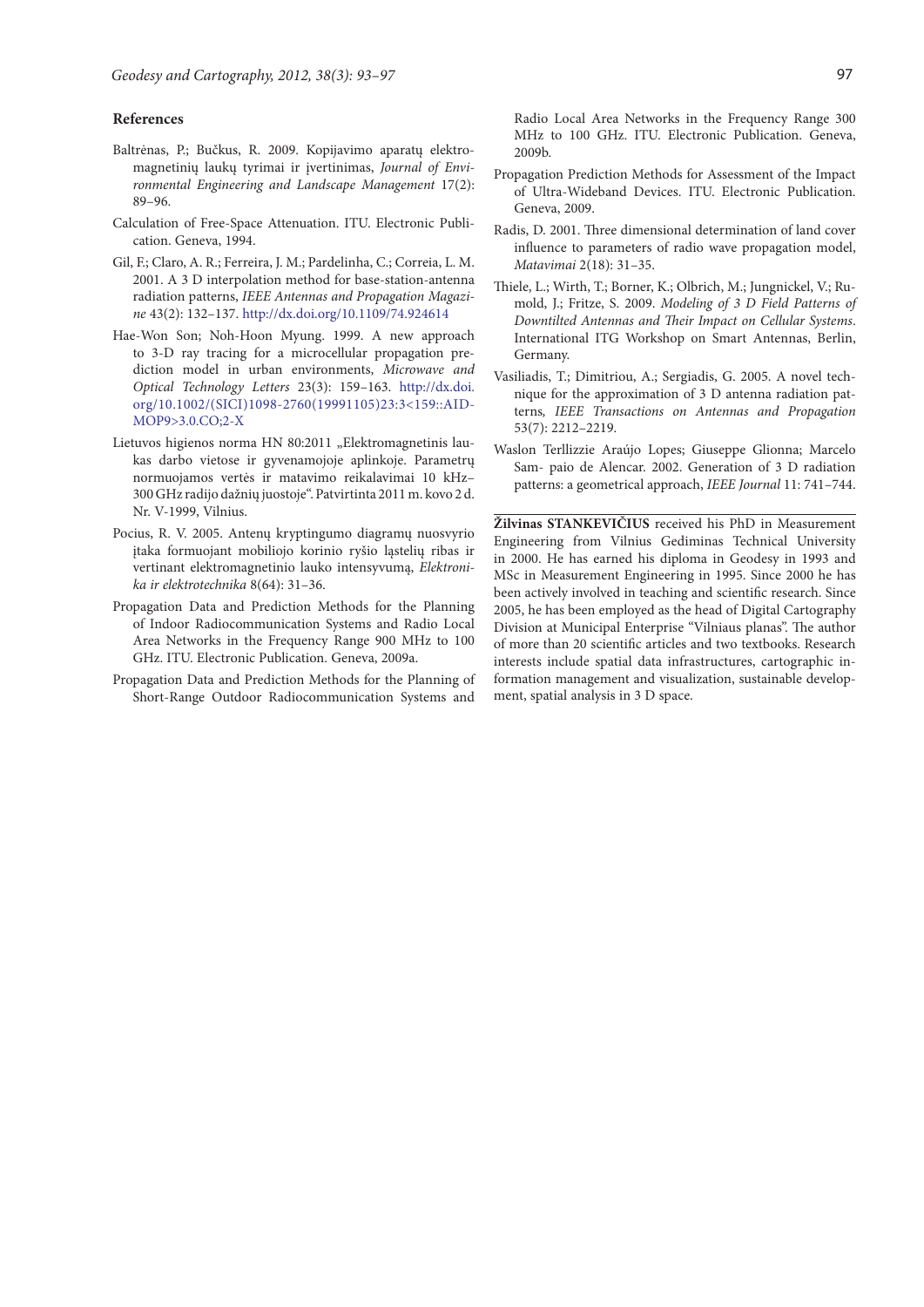## References

Baltrėnas, P.; Bučkus, R. 2009. Kopijavimo aparatų elektromagnetinių laukų tyrimai ir įvertinimas, *Journal of Environmental Engineering and Landscape Management* 17(2): 89–96.

Calculation of Free-Space Attenuation. ITU. Electronic Publication. Geneva, 1994.

Gil, F.; Claro, A. R.; Ferreira, J. M.; Pardelinha, C.; Correia, L. M. 2001. A 3 D interpolation method for base-station-antenna radiation patterns, *IEEE Antennas and Propagation Magazine* 43(2): 132–137. http://dx.doi.org/10.1109/74.924614

Hae-Won Son; Noh-Hoon Myung. 1999. A new approach to 3-D ray tracing for a microcellular propagation prediction model in urban environments, *Microwave and Optical Technology Letters* 23(3): 159–163. http://dx.doi.org/10.1002/(SICI)1098-2760(19991105)23:3<159::AID-MOP9>3.0.CO;2-X

Lietuvos higienos norma HN 80:2011 „Elektromagnetinis laukas darbo vietose ir gyvenamojoje aplinkoje. Parametrų normuojamos vertės ir matavimo reikalavimai 10 kHz–300 GHz radijo dažnių juostoje". Patvirtinta 2011 m. kovo 2 d. Nr. V-1999, Vilnius.

Pocius, R. V. 2005. Antenų kryptingumo diagramų nuosvyrio įtaka formuojant mobiliojo korinio ryšio ląstelių ribas ir vertinant elektromagnetinio lauko intensyvumą, *Elektronika ir elektrotechnika* 8(64): 31–36.

Propagation Data and Prediction Methods for the Planning of Indoor Radiocommunication Systems and Radio Local Area Networks in the Frequency Range 900 MHz to 100 GHz. ITU. Electronic Publication. Geneva, 2009a.

Propagation Data and Prediction Methods for the Planning of Short-Range Outdoor Radiocommunication Systems and Radio Local Area Networks in the Frequency Range 300 MHz to 100 GHz. ITU. Electronic Publication. Geneva, 2009b.

Propagation Prediction Methods for Assessment of the Impact of Ultra-Wideband Devices. ITU. Electronic Publication. Geneva, 2009.

Radis, D. 2001. Three dimensional determination of land cover influence to parameters of radio wave propagation model, *Matavimai* 2(18): 31–35.

Thiele, L.; Wirth, T.; Borner, K.; Olbrich, M.; Jungnickel, V.; Rumold, J.; Fritze, S. 2009. *Modeling of 3 D Field Patterns of Downtilted Antennas and Their Impact on Cellular Systems*. International ITG Workshop on Smart Antennas, Berlin, Germany.

Vasiliadis, T.; Dimitriou, A.; Sergiadis, G. 2005. A novel technique for the approximation of 3 D antenna radiation patterns, *IEEE Transactions on Antennas and Propagation* 53(7): 2212–2219.

Waslon Terllizzie Araújo Lopes; Giuseppe Glionna; Marcelo Sam- paio de Alencar. 2002. Generation of 3 D radiation patterns: a geometrical approach, *IEEE Journal* 11: 741–744.

---

**Žilvinas STANKEVIČIUS** received his PhD in Measurement Engineering from Vilnius Gediminas Technical University in 2000. He has earned his diploma in Geodesy in 1993 and MSc in Measurement Engineering in 1995. Since 2000 he has been actively involved in teaching and scientific research. Since 2005, he has been employed as the head of Digital Cartography Division at Municipal Enterprise "Vilniaus planas". The author of more than 20 scientific articles and two textbooks. Research interests include spatial data infrastructures, cartographic information management and visualization, sustainable development, spatial analysis in 3 D space.